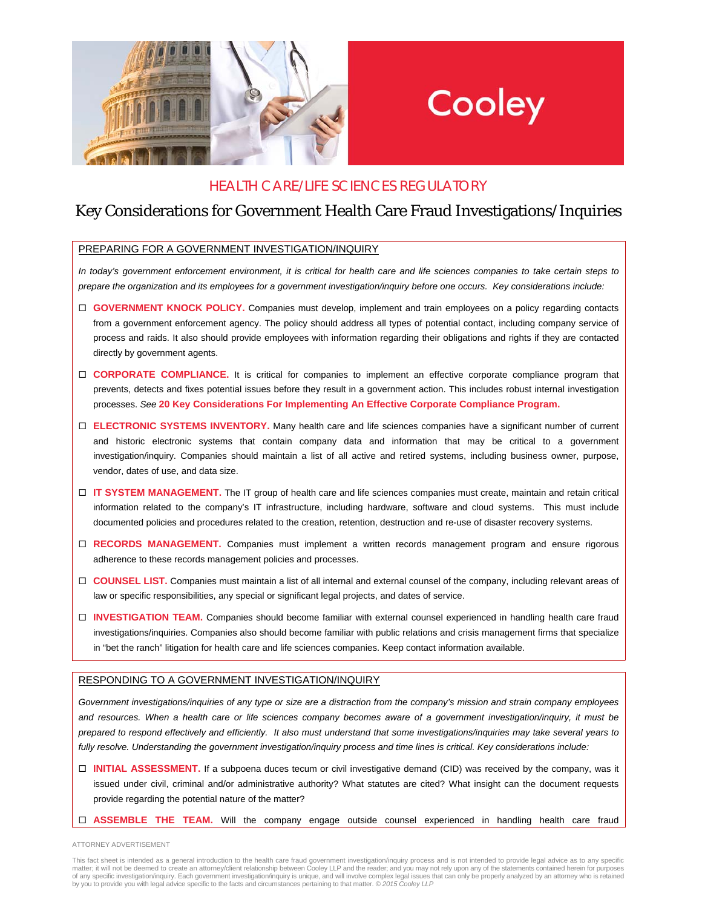Cooley

HEALTH CARE/LIFE SCIENCES REGULATORY

# Key Considerations for Government Health Care Fraud Investigations/Inquiries

## PREPARING FOR A GOVERNMENT INVESTIGATION/INQUIRY

*In today's government enforcement environment, it is critical for health care and life sciences companies to take certain steps to prepare the organization and its employees for a government investigation/inquiry before one occurs. Key considerations include:*

- ☐ **GOVERNMENT KNOCK POLICY.** Companies must develop, implement and train employees on a policy regarding contacts from a government enforcement agency. The policy should address all types of potential contact, including company service of process and raids. It also should provide employees with information regarding their obligations and rights if they are contacted directly by government agents.
- ☐ **CORPORATE COMPLIANCE.** It is critical for companies to implement an effective corporate compliance program that prevents, detects and fixes potential issues before they result in a government action. This includes robust internal investigation processes. *See* **20 Key Considerations For Implementing An Effective Corporate Compliance Program.**
- ☐ **ELECTRONIC SYSTEMS INVENTORY.** Many health care and life sciences companies have a significant number of current and historic electronic systems that contain company data and information that may be critical to a government investigation/inquiry. Companies should maintain a list of all active and retired systems, including business owner, purpose, vendor, dates of use, and data size.
- ☐ **IT SYSTEM MANAGEMENT.** The IT group of health care and life sciences companies must create, maintain and retain critical information related to the company's IT infrastructure, including hardware, software and cloud systems. This must include documented policies and procedures related to the creation, retention, destruction and re-use of disaster recovery systems.
- ☐ **RECORDS MANAGEMENT.** Companies must implement a written records management program and ensure rigorous adherence to these records management policies and processes.
- ☐ **COUNSEL LIST.** Companies must maintain a list of all internal and external counsel of the company, including relevant areas of law or specific responsibilities, any special or significant legal projects, and dates of service.
- ☐ **INVESTIGATION TEAM.** Companies should become familiar with external counsel experienced in handling health care fraud investigations/inquiries. Companies also should become familiar with public relations and crisis management firms that specialize in "bet the ranch" litigation for health care and life sciences companies. Keep contact information available.

## RESPONDING TO A GOVERNMENT INVESTIGATION/INQUIRY

*Government investigations/inquiries of any type or size are a distraction from the company's mission and strain company employees and resources. When a health care or life sciences company becomes aware of a government investigation/inquiry, it must be prepared to respond effectively and efficiently. It also must understand that some investigations/inquiries may take several years to fully resolve. Understanding the government investigation/inquiry process and time lines is critical. Key considerations include:*

- ☐ **INITIAL ASSESSMENT.** If a subpoena duces tecum or civil investigative demand (CID) was received by the company, was it issued under civil, criminal and/or administrative authority? What statutes are cited? What insight can the document requests provide regarding the potential nature of the matter?
- ☐ **ASSEMBLE THE TEAM.** Will the company engage outside counsel experienced in handling health care fraud

ATTORNEY ADVERTISEMENT

This fact sheet is intended as a general introduction to the health care fraud government investigation/inquiry process and is not intended to provide legal advice as to any specific matter; it will not be deemed to create an attorney/client relationship between Cooley LLP and the reader; and you may not rely upon any of the statements contained herein for purposes of any specific investigation/inquiry. Each government investigation/inquiry is unique, and will involve complex legal issues that can only be properly analyzed by an attorney who is retained by you to provide you with legal advice specific to the facts and circumstances pertaining to that matter. *© 2015 Cooley LLP*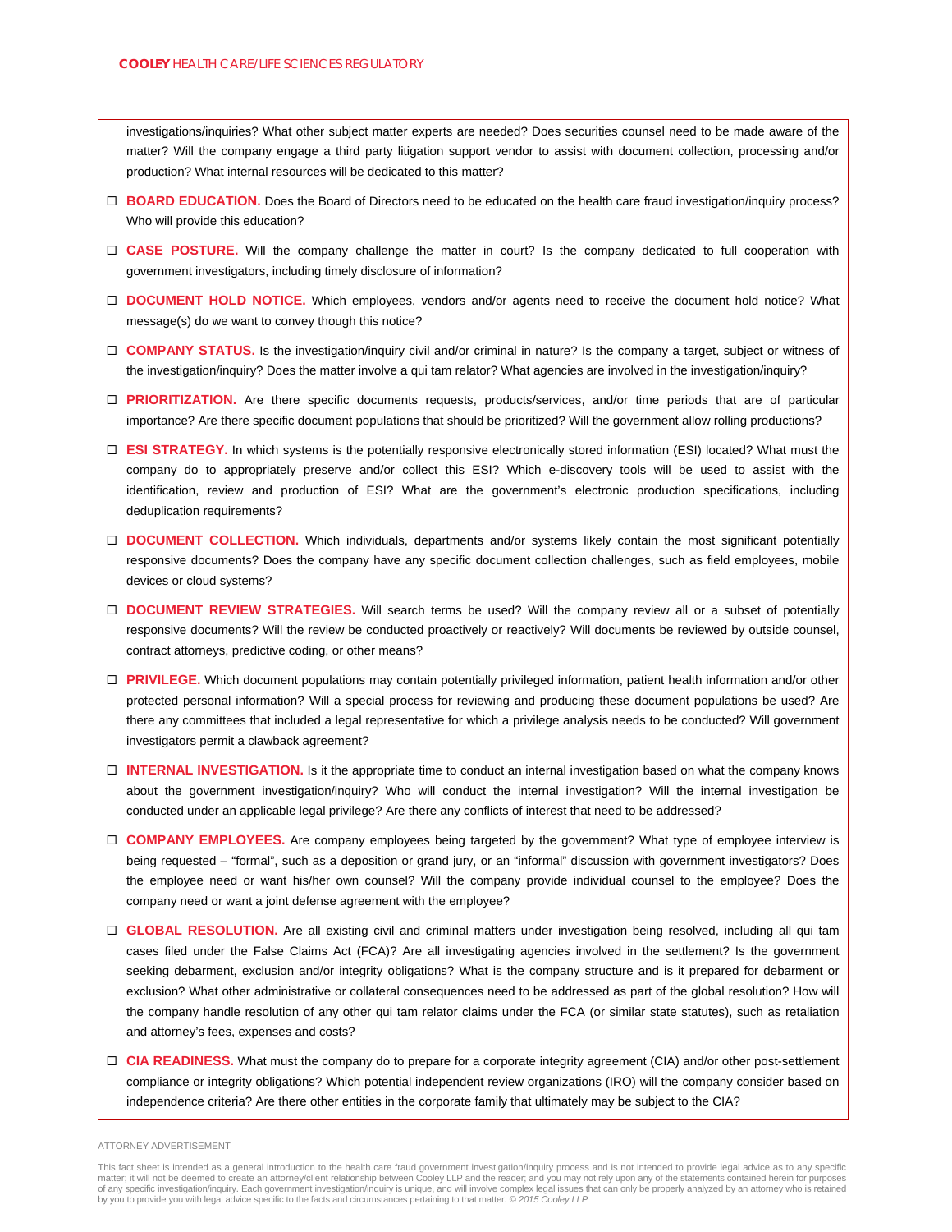investigations/inquiries? What other subject matter experts are needed? Does securities counsel need to be made aware of the matter? Will the company engage a third party litigation support vendor to assist with document collection, processing and/or production? What internal resources will be dedicated to this matter?

- ☐ **BOARD EDUCATION.** Does the Board of Directors need to be educated on the health care fraud investigation/inquiry process? Who will provide this education?

- ☐ **CASE POSTURE.** Will the company challenge the matter in court? Is the company dedicated to full cooperation with government investigators, including timely disclosure of information?

- ☐ **DOCUMENT HOLD NOTICE.** Which employees, vendors and/or agents need to receive the document hold notice? What message(s) do we want to convey though this notice?

- ☐ **COMPANY STATUS.** Is the investigation/inquiry civil and/or criminal in nature? Is the company a target, subject or witness of the investigation/inquiry? Does the matter involve a qui tam relator? What agencies are involved in the investigation/inquiry?

- ☐ **PRIORITIZATION.** Are there specific documents requests, products/services, and/or time periods that are of particular importance? Are there specific document populations that should be prioritized? Will the government allow rolling productions?

- ☐ **ESI STRATEGY.** In which systems is the potentially responsive electronically stored information (ESI) located? What must the company do to appropriately preserve and/or collect this ESI? Which e-discovery tools will be used to assist with the identification, review and production of ESI? What are the government's electronic production specifications, including deduplication requirements?

- ☐ **DOCUMENT COLLECTION.** Which individuals, departments and/or systems likely contain the most significant potentially responsive documents? Does the company have any specific document collection challenges, such as field employees, mobile devices or cloud systems?

- ☐ **DOCUMENT REVIEW STRATEGIES.** Will search terms be used? Will the company review all or a subset of potentially responsive documents? Will the review be conducted proactively or reactively? Will documents be reviewed by outside counsel, contract attorneys, predictive coding, or other means?

- ☐ **PRIVILEGE.** Which document populations may contain potentially privileged information, patient health information and/or other protected personal information? Will a special process for reviewing and producing these document populations be used? Are there any committees that included a legal representative for which a privilege analysis needs to be conducted? Will government investigators permit a clawback agreement?

- ☐ **INTERNAL INVESTIGATION.** Is it the appropriate time to conduct an internal investigation based on what the company knows about the government investigation/inquiry? Who will conduct the internal investigation? Will the internal investigation be conducted under an applicable legal privilege? Are there any conflicts of interest that need to be addressed?

- ☐ **COMPANY EMPLOYEES.** Are company employees being targeted by the government? What type of employee interview is being requested – "formal", such as a deposition or grand jury, or an "informal" discussion with government investigators? Does the employee need or want his/her own counsel? Will the company provide individual counsel to the employee? Does the company need or want a joint defense agreement with the employee?

- ☐ **GLOBAL RESOLUTION.** Are all existing civil and criminal matters under investigation being resolved, including all qui tam cases filed under the False Claims Act (FCA)? Are all investigating agencies involved in the settlement? Is the government seeking debarment, exclusion and/or integrity obligations? What is the company structure and is it prepared for debarment or exclusion? What other administrative or collateral consequences need to be addressed as part of the global resolution? How will the company handle resolution of any other qui tam relator claims under the FCA (or similar state statutes), such as retaliation and attorney's fees, expenses and costs?

- ☐ **CIA READINESS.** What must the company do to prepare for a corporate integrity agreement (CIA) and/or other post-settlement compliance or integrity obligations? Which potential independent review organizations (IRO) will the company consider based on independence criteria? Are there other entities in the corporate family that ultimately may be subject to the CIA?

ATTORNEY ADVERTISEMENT

This fact sheet is intended as a general introduction to the health care fraud government investigation/inquiry process and is not intended to provide legal advice as to any specific matter; it will not be deemed to create an attorney/client relationship between Cooley LLP and the reader; and you may not rely upon any of the statements contained herein for purposes of any specific investigation/inquiry. Each government investigation/inquiry is unique, and will involve complex legal issues that can only be properly analyzed by an attorney who is retained by you to provide you with legal advice specific to the facts and circumstances pertaining to that matter. *© 2015 Cooley LLP*